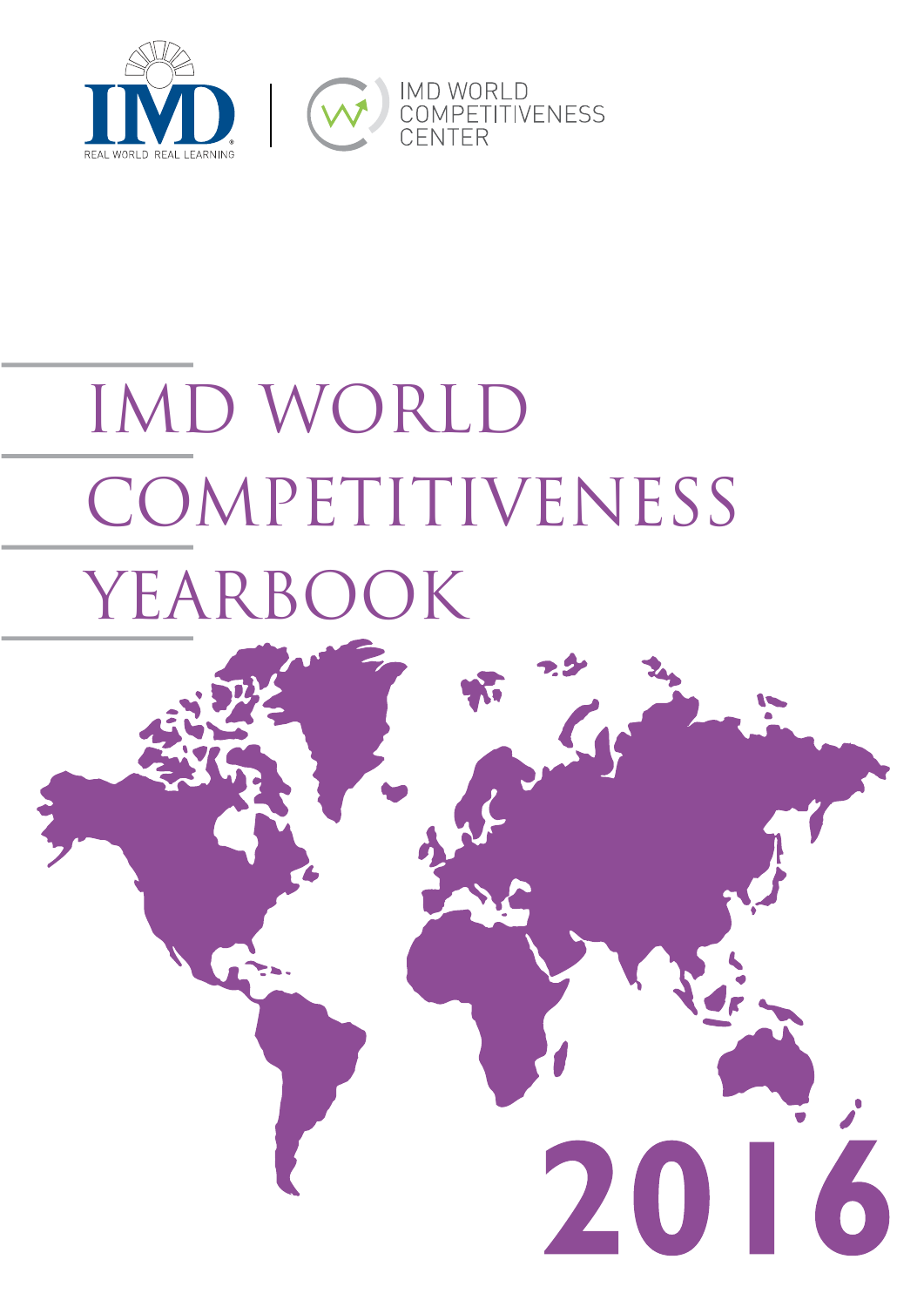IMD

REAL WORLD REAL LEARNING

IMD WORLD COMPETITIVENESS CENTER

# IMD WORLD COMPETITIVENESS YEARBOOK

2016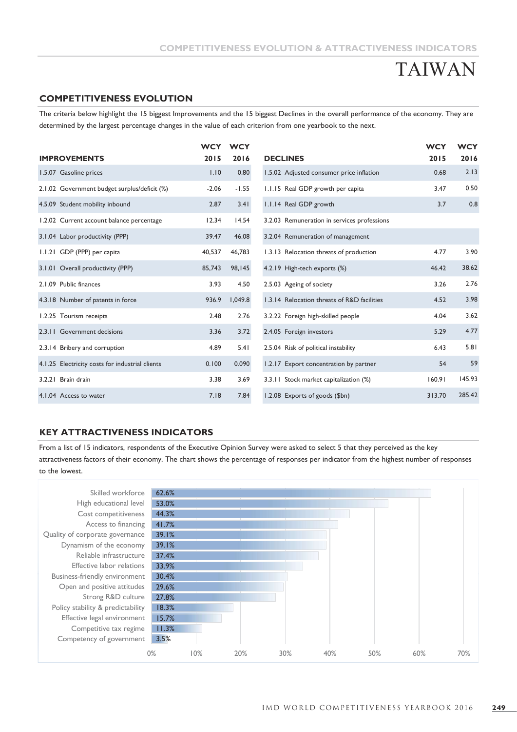# TAIWAN

## COMPETITIVENESS EVOLUTION

The criteria below highlight the 15 biggest Improvements and the 15 biggest Declines in the overall performance of the economy. They are determined by the largest percentage changes in the value of each criterion from one yearbook to the next.

| IMPROVEMENTS | WCY 2015 | WCY 2016 |
|---|---|---|
| 1.5.07 Gasoline prices | 1.10 | 0.80 |
| 2.1.02 Government budget surplus/deficit (%) | -2.06 | -1.55 |
| 4.5.09 Student mobility inbound | 2.87 | 3.41 |
| 1.2.02 Current account balance percentage | 12.34 | 14.54 |
| 3.1.04 Labor productivity (PPP) | 39.47 | 46.08 |
| 1.1.21 GDP (PPP) per capita | 40,537 | 46,783 |
| 3.1.01 Overall productivity (PPP) | 85,743 | 98,145 |
| 2.1.09 Public finances | 3.93 | 4.50 |
| 4.3.18 Number of patents in force | 936.9 | 1,049.8 |
| 1.2.25 Tourism receipts | 2.48 | 2.76 |
| 2.3.11 Government decisions | 3.36 | 3.72 |
| 2.3.14 Bribery and corruption | 4.89 | 5.41 |
| 4.1.25 Electricity costs for industrial clients | 0.100 | 0.090 |
| 3.2.21 Brain drain | 3.38 | 3.69 |
| 4.1.04 Access to water | 7.18 | 7.84 |

| DECLINES | WCY 2015 | WCY 2016 |
|---|---|---|
| 1.5.02 Adjusted consumer price inflation | 0.68 | 2.13 |
| 1.1.15 Real GDP growth per capita | 3.47 | 0.50 |
| 1.1.14 Real GDP growth | 3.7 | 0.8 |
| 3.2.03 Remuneration in services professions | | |
| 3.2.04 Remuneration of management | | |
| 1.3.13 Relocation threats of production | 4.77 | 3.90 |
| 4.2.19 High-tech exports (%) | 46.42 | 38.62 |
| 2.5.03 Ageing of society | 3.26 | 2.76 |
| 1.3.14 Relocation threats of R&D facilities | 4.52 | 3.98 |
| 3.2.22 Foreign high-skilled people | 4.04 | 3.62 |
| 2.4.05 Foreign investors | 5.29 | 4.77 |
| 2.5.04 Risk of political instability | 6.43 | 5.81 |
| 1.2.17 Export concentration by partner | 54 | 59 |
| 3.3.11 Stock market capitalization (%) | 160.91 | 145.93 |
| 1.2.08 Exports of goods ($bn) | 313.70 | 285.42 |

## KEY ATTRACTIVENESS INDICATORS

From a list of 15 indicators, respondents of the Executive Opinion Survey were asked to select 5 that they perceived as the key attractiveness factors of their economy. The chart shows the percentage of responses per indicator from the highest number of responses to the lowest.

| Indicator | % |
|---|---|
| Skilled workforce | 62.6% |
| High educational level | 53.0% |
| Cost competitiveness | 44.3% |
| Access to financing | 41.7% |
| Quality of corporate governance | 39.1% |
| Dynamism of the economy | 39.1% |
| Reliable infrastructure | 37.4% |
| Effective labor relations | 33.9% |
| Business-friendly environment | 30.4% |
| Open and positive attitudes | 29.6% |
| Strong R&D culture | 27.8% |
| Policy stability & predictability | 18.3% |
| Effective legal environment | 15.7% |
| Competitive tax regime | 11.3% |
| Competency of government | 3.5% |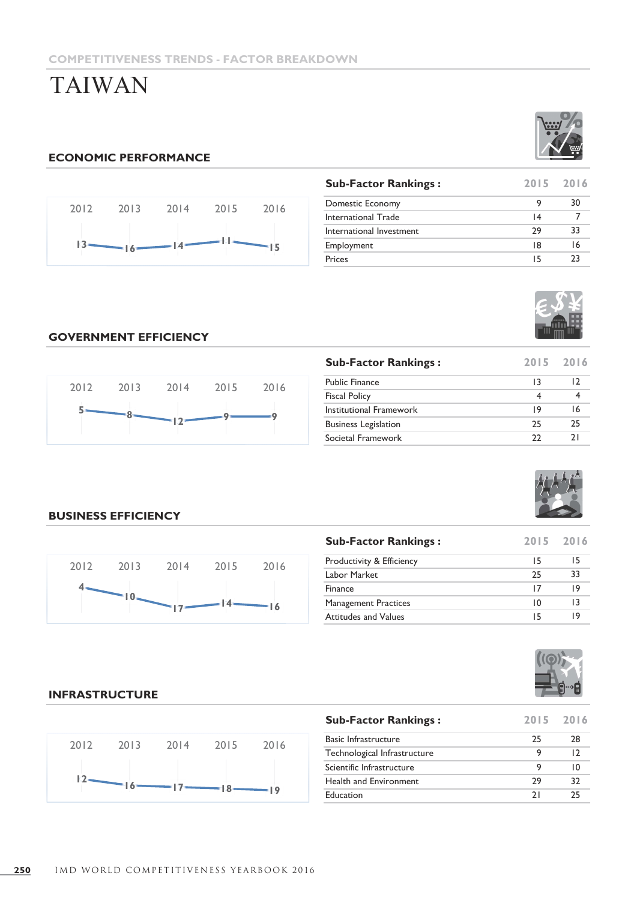COMPETITIVENESS TRENDS - FACTOR BREAKDOWN

# TAIWAN

## ECONOMIC PERFORMANCE

| 2012 | 2013 | 2014 | 2015 | 2016 |
|---|---|---|---|---|
| 13 | 16 | 14 | 11 | 15 |

| Sub-Factor Rankings : | 2015 | 2016 |
|---|---|---|
| Domestic Economy | 9 | 30 |
| International Trade | 14 | 7 |
| International Investment | 29 | 33 |
| Employment | 18 | 16 |
| Prices | 15 | 23 |

## GOVERNMENT EFFICIENCY

| 2012 | 2013 | 2014 | 2015 | 2016 |
|---|---|---|---|---|
| 5 | 8 | 12 | 9 | 9 |

| Sub-Factor Rankings : | 2015 | 2016 |
|---|---|---|
| Public Finance | 13 | 12 |
| Fiscal Policy | 4 | 4 |
| Institutional Framework | 19 | 16 |
| Business Legislation | 25 | 25 |
| Societal Framework | 22 | 21 |

## BUSINESS EFFICIENCY

| 2012 | 2013 | 2014 | 2015 | 2016 |
|---|---|---|---|---|
| 4 | 10 | 17 | 14 | 16 |

| Sub-Factor Rankings : | 2015 | 2016 |
|---|---|---|
| Productivity & Efficiency | 15 | 15 |
| Labor Market | 25 | 33 |
| Finance | 17 | 19 |
| Management Practices | 10 | 13 |
| Attitudes and Values | 15 | 19 |

## INFRASTRUCTURE

| 2012 | 2013 | 2014 | 2015 | 2016 |
|---|---|---|---|---|
| 12 | 16 | 17 | 18 | 19 |

| Sub-Factor Rankings : | 2015 | 2016 |
|---|---|---|
| Basic Infrastructure | 25 | 28 |
| Technological Infrastructure | 9 | 12 |
| Scientific Infrastructure | 9 | 10 |
| Health and Environment | 29 | 32 |
| Education | 21 | 25 |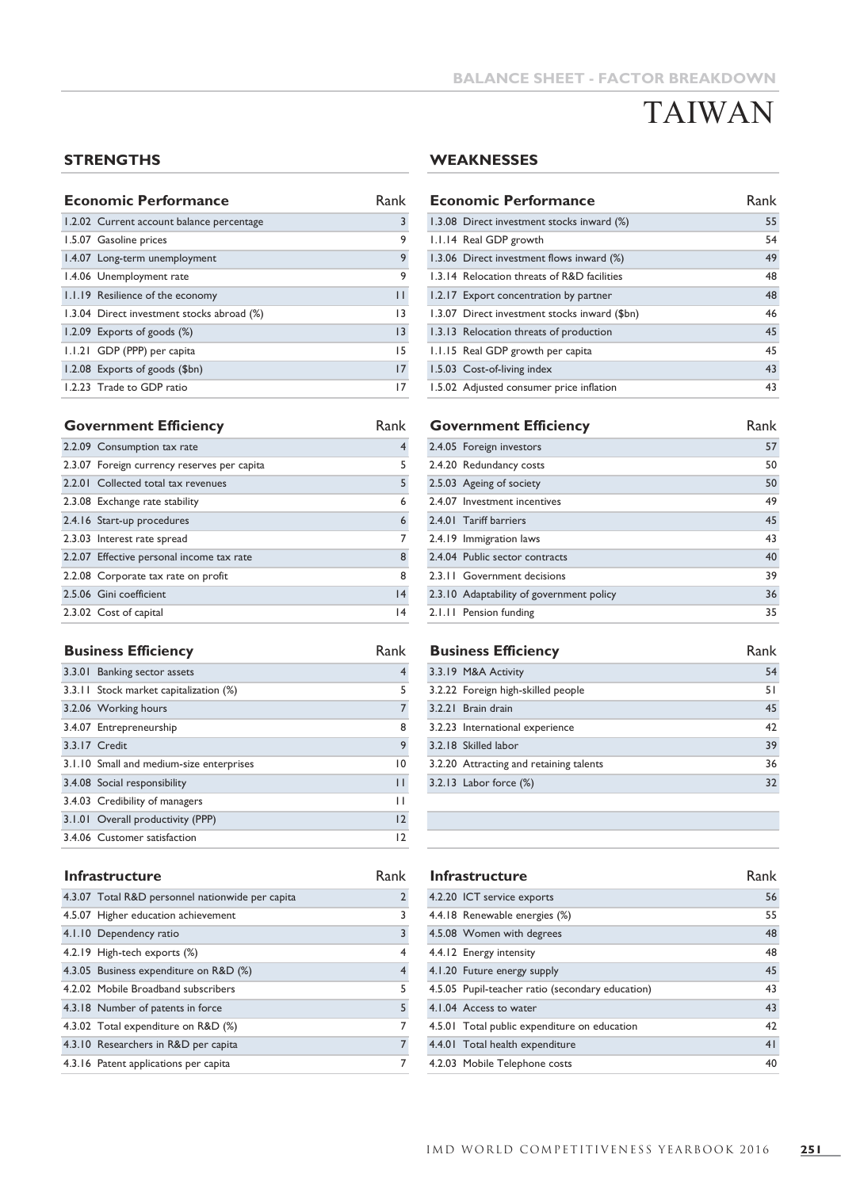BALANCE SHEET - FACTOR BREAKDOWN

# TAIWAN

## STRENGTHS

| Economic Performance | Rank |
|---|---|
| 1.2.02 Current account balance percentage | 3 |
| 1.5.07 Gasoline prices | 9 |
| 1.4.07 Long-term unemployment | 9 |
| 1.4.06 Unemployment rate | 9 |
| 1.1.19 Resilience of the economy | 11 |
| 1.3.04 Direct investment stocks abroad (%) | 13 |
| 1.2.09 Exports of goods (%) | 13 |
| 1.1.21 GDP (PPP) per capita | 15 |
| 1.2.08 Exports of goods ($bn) | 17 |
| 1.2.23 Trade to GDP ratio | 17 |

| Government Efficiency | Rank |
|---|---|
| 2.2.09 Consumption tax rate | 4 |
| 2.3.07 Foreign currency reserves per capita | 5 |
| 2.2.01 Collected total tax revenues | 5 |
| 2.3.08 Exchange rate stability | 6 |
| 2.4.16 Start-up procedures | 6 |
| 2.3.03 Interest rate spread | 7 |
| 2.2.07 Effective personal income tax rate | 8 |
| 2.2.08 Corporate tax rate on profit | 8 |
| 2.5.06 Gini coefficient | 14 |
| 2.3.02 Cost of capital | 14 |

| Business Efficiency | Rank |
|---|---|
| 3.3.01 Banking sector assets | 4 |
| 3.3.11 Stock market capitalization (%) | 5 |
| 3.2.06 Working hours | 7 |
| 3.4.07 Entrepreneurship | 8 |
| 3.3.17 Credit | 9 |
| 3.1.10 Small and medium-size enterprises | 10 |
| 3.4.08 Social responsibility | 11 |
| 3.4.03 Credibility of managers | 11 |
| 3.1.01 Overall productivity (PPP) | 12 |
| 3.4.06 Customer satisfaction | 12 |

| Infrastructure | Rank |
|---|---|
| 4.3.07 Total R&D personnel nationwide per capita | 2 |
| 4.5.07 Higher education achievement | 3 |
| 4.1.10 Dependency ratio | 3 |
| 4.2.19 High-tech exports (%) | 4 |
| 4.3.05 Business expenditure on R&D (%) | 4 |
| 4.2.02 Mobile Broadband subscribers | 5 |
| 4.3.18 Number of patents in force | 5 |
| 4.3.02 Total expenditure on R&D (%) | 7 |
| 4.3.10 Researchers in R&D per capita | 7 |
| 4.3.16 Patent applications per capita | 7 |

## WEAKNESSES

| Economic Performance | Rank |
|---|---|
| 1.3.08 Direct investment stocks inward (%) | 55 |
| 1.1.14 Real GDP growth | 54 |
| 1.3.06 Direct investment flows inward (%) | 49 |
| 1.3.14 Relocation threats of R&D facilities | 48 |
| 1.2.17 Export concentration by partner | 48 |
| 1.3.07 Direct investment stocks inward ($bn) | 46 |
| 1.3.13 Relocation threats of production | 45 |
| 1.1.15 Real GDP growth per capita | 45 |
| 1.5.03 Cost-of-living index | 43 |
| 1.5.02 Adjusted consumer price inflation | 43 |

| Government Efficiency | Rank |
|---|---|
| 2.4.05 Foreign investors | 57 |
| 2.4.20 Redundancy costs | 50 |
| 2.5.03 Ageing of society | 50 |
| 2.4.07 Investment incentives | 49 |
| 2.4.01 Tariff barriers | 45 |
| 2.4.19 Immigration laws | 43 |
| 2.4.04 Public sector contracts | 40 |
| 2.3.11 Government decisions | 39 |
| 2.3.10 Adaptability of government policy | 36 |
| 2.1.11 Pension funding | 35 |

| Business Efficiency | Rank |
|---|---|
| 3.3.19 M&A Activity | 54 |
| 3.2.22 Foreign high-skilled people | 51 |
| 3.2.21 Brain drain | 45 |
| 3.2.23 International experience | 42 |
| 3.2.18 Skilled labor | 39 |
| 3.2.20 Attracting and retaining talents | 36 |
| 3.2.13 Labor force (%) | 32 |

| Infrastructure | Rank |
|---|---|
| 4.2.20 ICT service exports | 56 |
| 4.4.18 Renewable energies (%) | 55 |
| 4.5.08 Women with degrees | 48 |
| 4.4.12 Energy intensity | 48 |
| 4.1.20 Future energy supply | 45 |
| 4.5.05 Pupil-teacher ratio (secondary education) | 43 |
| 4.1.04 Access to water | 43 |
| 4.5.01 Total public expenditure on education | 42 |
| 4.4.01 Total health expenditure | 41 |
| 4.2.03 Mobile Telephone costs | 40 |